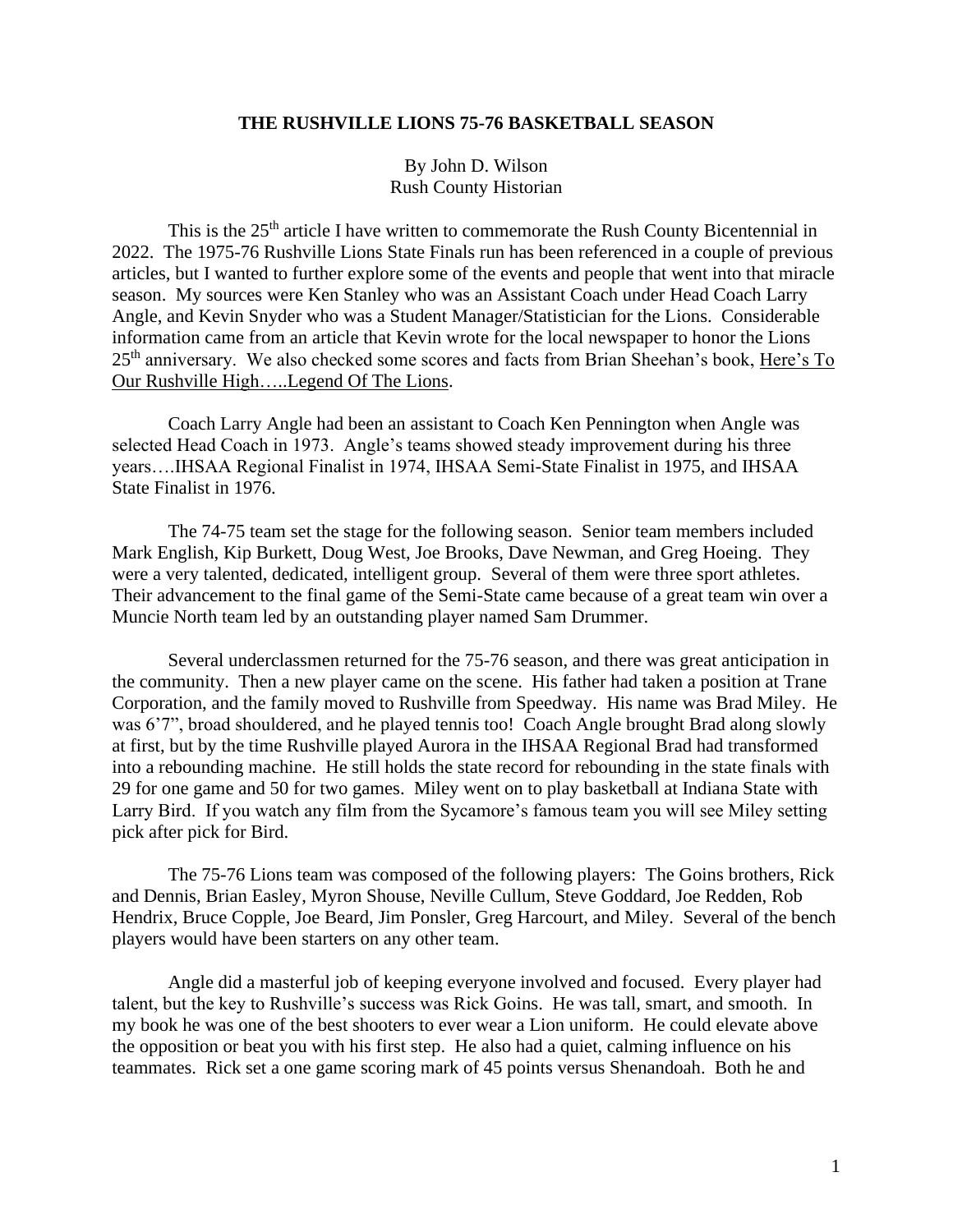# THE RUSHVILLE LIONS 75-76 BASKETBALL SEASON

By John D. Wilson
Rush County Historian

This is the 25th article I have written to commemorate the Rush County Bicentennial in 2022. The 1975-76 Rushville Lions State Finals run has been referenced in a couple of previous articles, but I wanted to further explore some of the events and people that went into that miracle season. My sources were Ken Stanley who was an Assistant Coach under Head Coach Larry Angle, and Kevin Snyder who was a Student Manager/Statistician for the Lions. Considerable information came from an article that Kevin wrote for the local newspaper to honor the Lions 25th anniversary. We also checked some scores and facts from Brian Sheehan's book, Here's To Our Rushville High…..Legend Of The Lions.

Coach Larry Angle had been an assistant to Coach Ken Pennington when Angle was selected Head Coach in 1973. Angle's teams showed steady improvement during his three years….IHSAA Regional Finalist in 1974, IHSAA Semi-State Finalist in 1975, and IHSAA State Finalist in 1976.

The 74-75 team set the stage for the following season. Senior team members included Mark English, Kip Burkett, Doug West, Joe Brooks, Dave Newman, and Greg Hoeing. They were a very talented, dedicated, intelligent group. Several of them were three sport athletes. Their advancement to the final game of the Semi-State came because of a great team win over a Muncie North team led by an outstanding player named Sam Drummer.

Several underclassmen returned for the 75-76 season, and there was great anticipation in the community. Then a new player came on the scene. His father had taken a position at Trane Corporation, and the family moved to Rushville from Speedway. His name was Brad Miley. He was 6'7", broad shouldered, and he played tennis too! Coach Angle brought Brad along slowly at first, but by the time Rushville played Aurora in the IHSAA Regional Brad had transformed into a rebounding machine. He still holds the state record for rebounding in the state finals with 29 for one game and 50 for two games. Miley went on to play basketball at Indiana State with Larry Bird. If you watch any film from the Sycamore's famous team you will see Miley setting pick after pick for Bird.

The 75-76 Lions team was composed of the following players: The Goins brothers, Rick and Dennis, Brian Easley, Myron Shouse, Neville Cullum, Steve Goddard, Joe Redden, Rob Hendrix, Bruce Copple, Joe Beard, Jim Ponsler, Greg Harcourt, and Miley. Several of the bench players would have been starters on any other team.

Angle did a masterful job of keeping everyone involved and focused. Every player had talent, but the key to Rushville's success was Rick Goins. He was tall, smart, and smooth. In my book he was one of the best shooters to ever wear a Lion uniform. He could elevate above the opposition or beat you with his first step. He also had a quiet, calming influence on his teammates. Rick set a one game scoring mark of 45 points versus Shenandoah. Both he and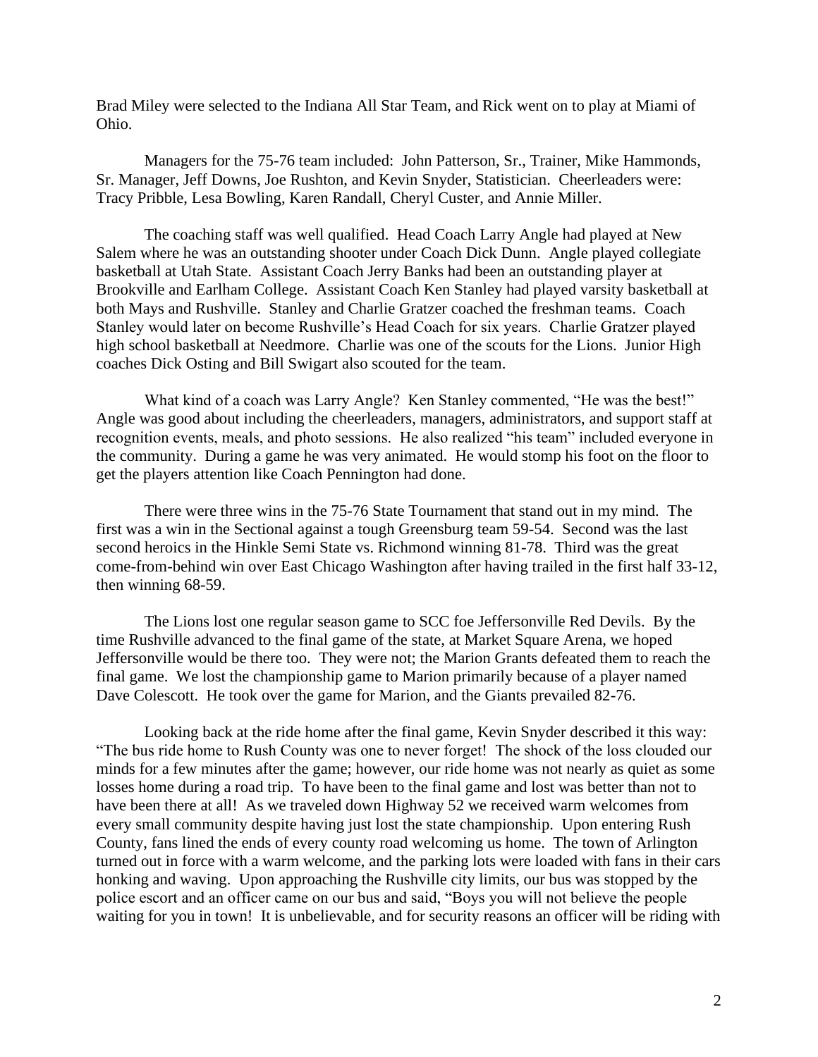Brad Miley were selected to the Indiana All Star Team, and Rick went on to play at Miami of Ohio.

Managers for the 75-76 team included: John Patterson, Sr., Trainer, Mike Hammonds, Sr. Manager, Jeff Downs, Joe Rushton, and Kevin Snyder, Statistician. Cheerleaders were: Tracy Pribble, Lesa Bowling, Karen Randall, Cheryl Custer, and Annie Miller.

The coaching staff was well qualified. Head Coach Larry Angle had played at New Salem where he was an outstanding shooter under Coach Dick Dunn. Angle played collegiate basketball at Utah State. Assistant Coach Jerry Banks had been an outstanding player at Brookville and Earlham College. Assistant Coach Ken Stanley had played varsity basketball at both Mays and Rushville. Stanley and Charlie Gratzer coached the freshman teams. Coach Stanley would later on become Rushville's Head Coach for six years. Charlie Gratzer played high school basketball at Needmore. Charlie was one of the scouts for the Lions. Junior High coaches Dick Osting and Bill Swigart also scouted for the team.

What kind of a coach was Larry Angle? Ken Stanley commented, "He was the best!" Angle was good about including the cheerleaders, managers, administrators, and support staff at recognition events, meals, and photo sessions. He also realized "his team" included everyone in the community. During a game he was very animated. He would stomp his foot on the floor to get the players attention like Coach Pennington had done.

There were three wins in the 75-76 State Tournament that stand out in my mind. The first was a win in the Sectional against a tough Greensburg team 59-54. Second was the last second heroics in the Hinkle Semi State vs. Richmond winning 81-78. Third was the great come-from-behind win over East Chicago Washington after having trailed in the first half 33-12, then winning 68-59.

The Lions lost one regular season game to SCC foe Jeffersonville Red Devils. By the time Rushville advanced to the final game of the state, at Market Square Arena, we hoped Jeffersonville would be there too. They were not; the Marion Grants defeated them to reach the final game. We lost the championship game to Marion primarily because of a player named Dave Colescott. He took over the game for Marion, and the Giants prevailed 82-76.

Looking back at the ride home after the final game, Kevin Snyder described it this way: "The bus ride home to Rush County was one to never forget! The shock of the loss clouded our minds for a few minutes after the game; however, our ride home was not nearly as quiet as some losses home during a road trip. To have been to the final game and lost was better than not to have been there at all! As we traveled down Highway 52 we received warm welcomes from every small community despite having just lost the state championship. Upon entering Rush County, fans lined the ends of every county road welcoming us home. The town of Arlington turned out in force with a warm welcome, and the parking lots were loaded with fans in their cars honking and waving. Upon approaching the Rushville city limits, our bus was stopped by the police escort and an officer came on our bus and said, "Boys you will not believe the people waiting for you in town! It is unbelievable, and for security reasons an officer will be riding with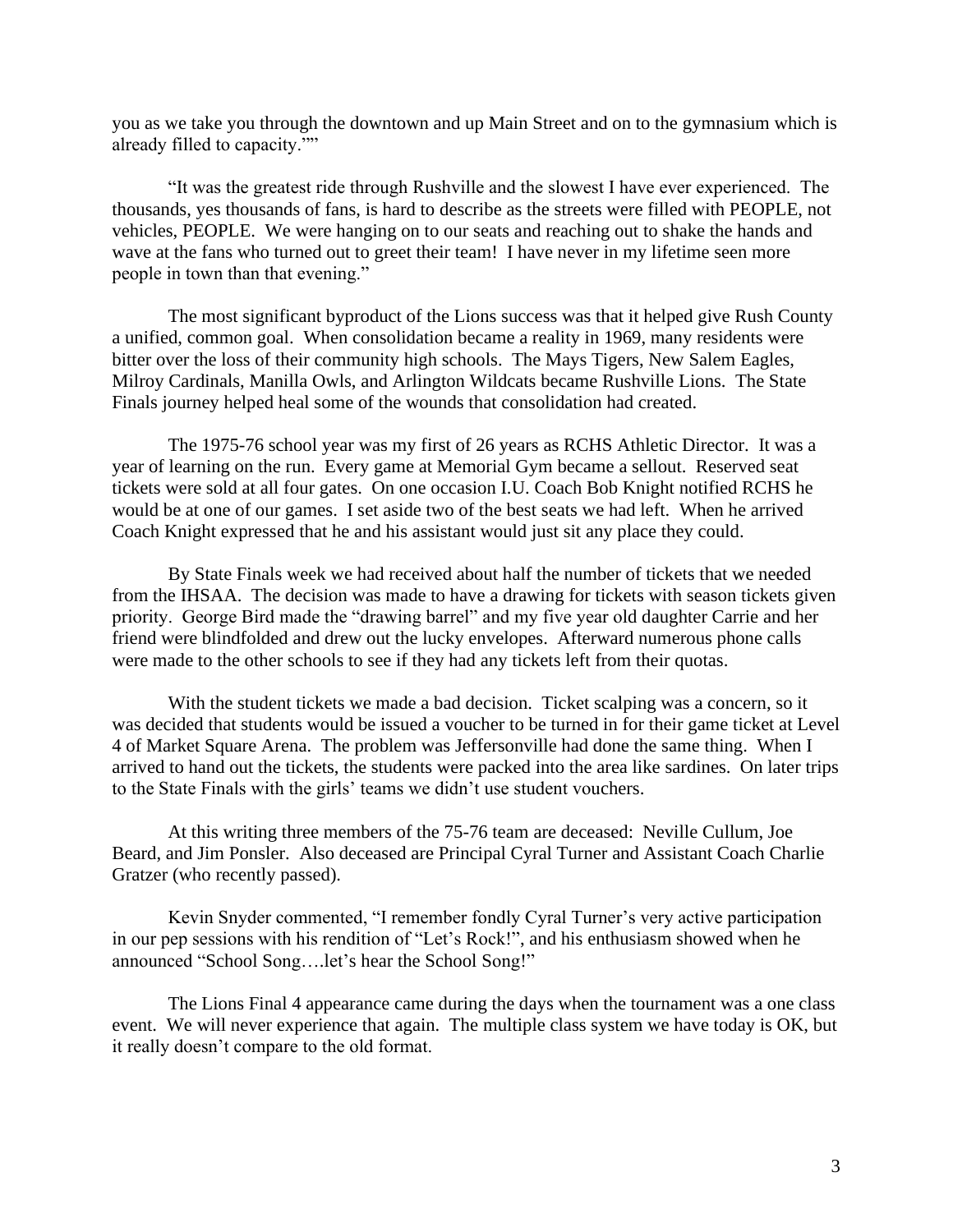you as we take you through the downtown and up Main Street and on to the gymnasium which is already filled to capacity.""

"It was the greatest ride through Rushville and the slowest I have ever experienced. The thousands, yes thousands of fans, is hard to describe as the streets were filled with PEOPLE, not vehicles, PEOPLE. We were hanging on to our seats and reaching out to shake the hands and wave at the fans who turned out to greet their team! I have never in my lifetime seen more people in town than that evening."

The most significant byproduct of the Lions success was that it helped give Rush County a unified, common goal. When consolidation became a reality in 1969, many residents were bitter over the loss of their community high schools. The Mays Tigers, New Salem Eagles, Milroy Cardinals, Manilla Owls, and Arlington Wildcats became Rushville Lions. The State Finals journey helped heal some of the wounds that consolidation had created.

The 1975-76 school year was my first of 26 years as RCHS Athletic Director. It was a year of learning on the run. Every game at Memorial Gym became a sellout. Reserved seat tickets were sold at all four gates. On one occasion I.U. Coach Bob Knight notified RCHS he would be at one of our games. I set aside two of the best seats we had left. When he arrived Coach Knight expressed that he and his assistant would just sit any place they could.

By State Finals week we had received about half the number of tickets that we needed from the IHSAA. The decision was made to have a drawing for tickets with season tickets given priority. George Bird made the "drawing barrel" and my five year old daughter Carrie and her friend were blindfolded and drew out the lucky envelopes. Afterward numerous phone calls were made to the other schools to see if they had any tickets left from their quotas.

With the student tickets we made a bad decision. Ticket scalping was a concern, so it was decided that students would be issued a voucher to be turned in for their game ticket at Level 4 of Market Square Arena. The problem was Jeffersonville had done the same thing. When I arrived to hand out the tickets, the students were packed into the area like sardines. On later trips to the State Finals with the girls' teams we didn't use student vouchers.

At this writing three members of the 75-76 team are deceased: Neville Cullum, Joe Beard, and Jim Ponsler. Also deceased are Principal Cyral Turner and Assistant Coach Charlie Gratzer (who recently passed).

Kevin Snyder commented, "I remember fondly Cyral Turner's very active participation in our pep sessions with his rendition of "Let's Rock!", and his enthusiasm showed when he announced "School Song….let's hear the School Song!"

The Lions Final 4 appearance came during the days when the tournament was a one class event. We will never experience that again. The multiple class system we have today is OK, but it really doesn't compare to the old format.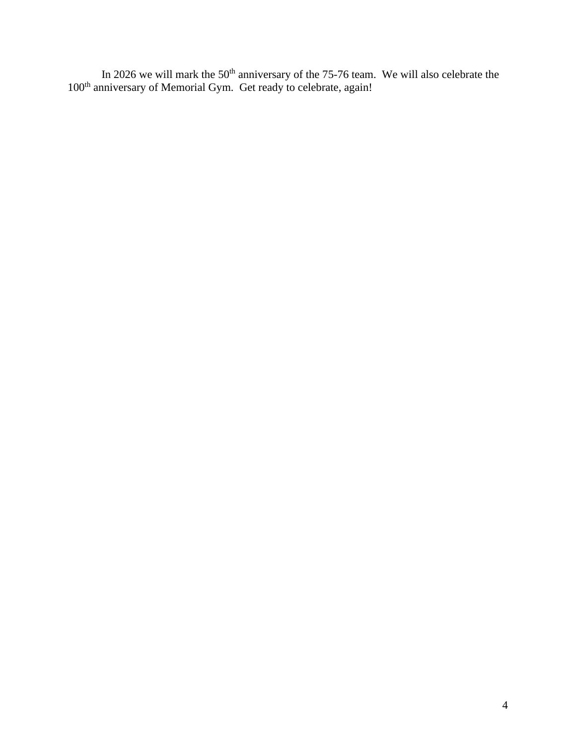In 2026 we will mark the 50th anniversary of the 75-76 team. We will also celebrate the 100th anniversary of Memorial Gym. Get ready to celebrate, again!